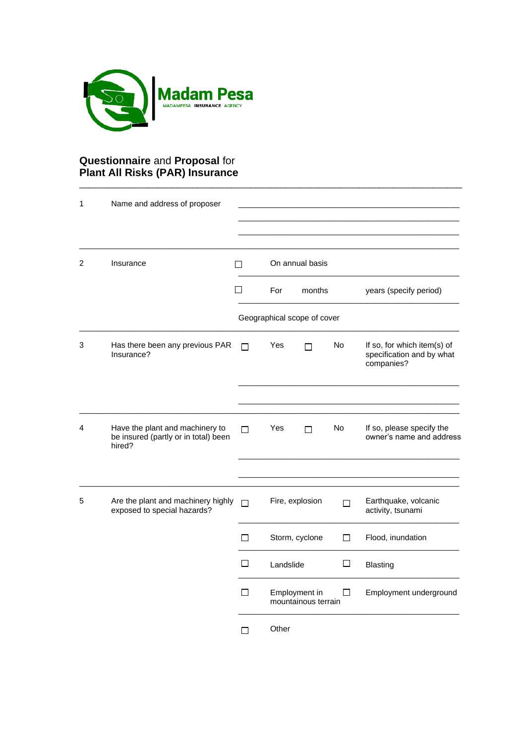Madam Pesa
MADAMPESA INSURANCE AGENCY

## **Questionnaire** and **Proposal** for **Plant All Risks (PAR) Insurance**

---

| | | | | | | |
|---|---|---|---|---|---|---|
| 1 | Name and address of proposer | | | | | |
| 2 | Insurance | ☐ | On annual basis | | | |
| | | ☐ | For months | | | years (specify period) |
| | | Geographical scope of cover | | | | |
| 3 | Has there been any previous PAR Insurance? | ☐ | Yes | ☐ | No | If so, for which item(s) of specification and by what companies? |
| 4 | Have the plant and machinery to be insured (partly or in total) been hired? | ☐ | Yes | ☐ | No | If so, please specify the owner's name and address |
| 5 | Are the plant and machinery highly exposed to special hazards? | ☐ | Fire, explosion | ☐ | | Earthquake, volcanic activity, tsunami |
| | | ☐ | Storm, cyclone | ☐ | | Flood, inundation |
| | | ☐ | Landslide | ☐ | | Blasting |
| | | ☐ | Employment in mountainous terrain | ☐ | | Employment underground |
| | | ☐ | Other | | | |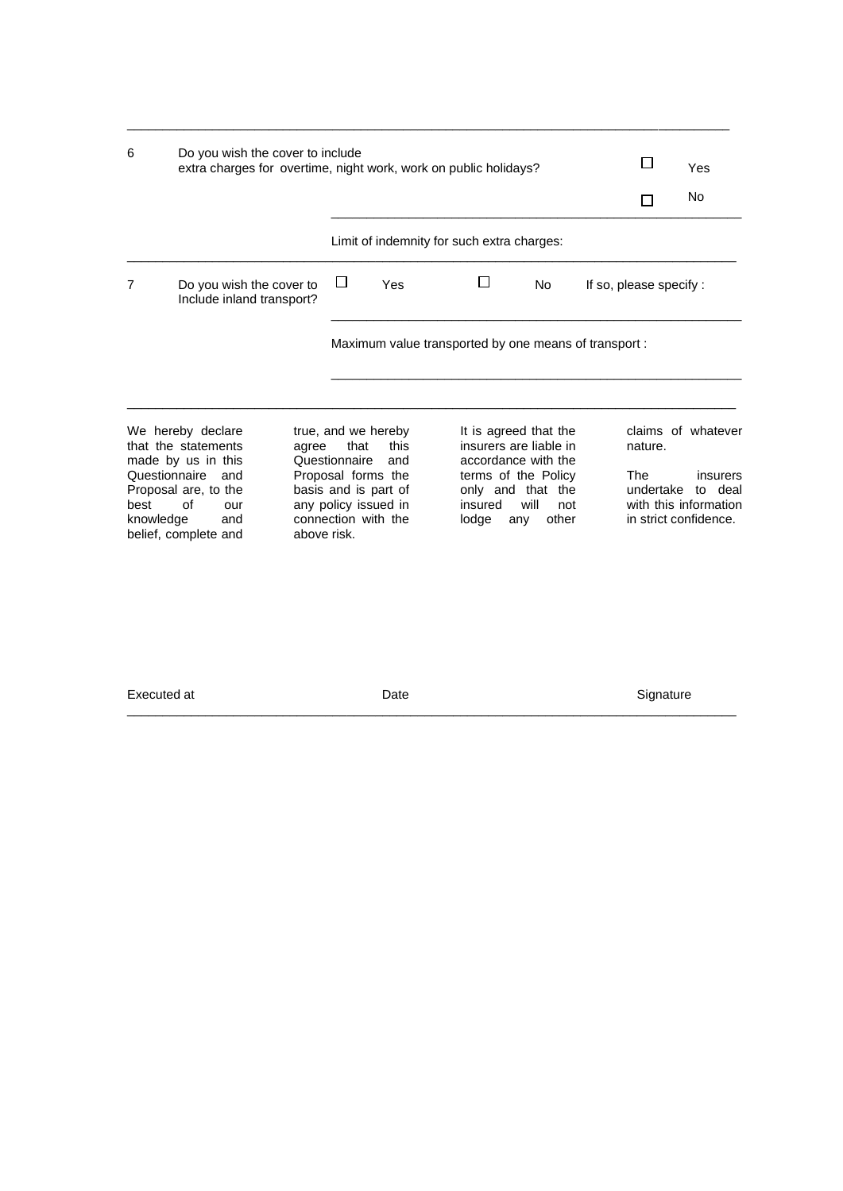| | | | |
|---|---|---|---|
| 6 | Do you wish the cover to include extra charges for overtime, night work, work on public holidays? | | ☐ Yes<br>☐ No |
| | | Limit of indemnity for such extra charges: | |
| 7 | Do you wish the cover to Include inland transport? | ☐ Yes ☐ No If so, please specify : | |
| | | Maximum value transported by one means of transport : | |

We hereby declare that the statements made by us in this Questionnaire and Proposal are, to the best of our knowledge and belief, complete and true, and we hereby agree that this Questionnaire and Proposal forms the basis and is part of any policy issued in connection with the above risk. It is agreed that the insurers are liable in accordance with the terms of the Policy only and that the insured will not lodge any other claims of whatever nature.

The insurers undertake to deal with this information in strict confidence.

Executed at Date Signature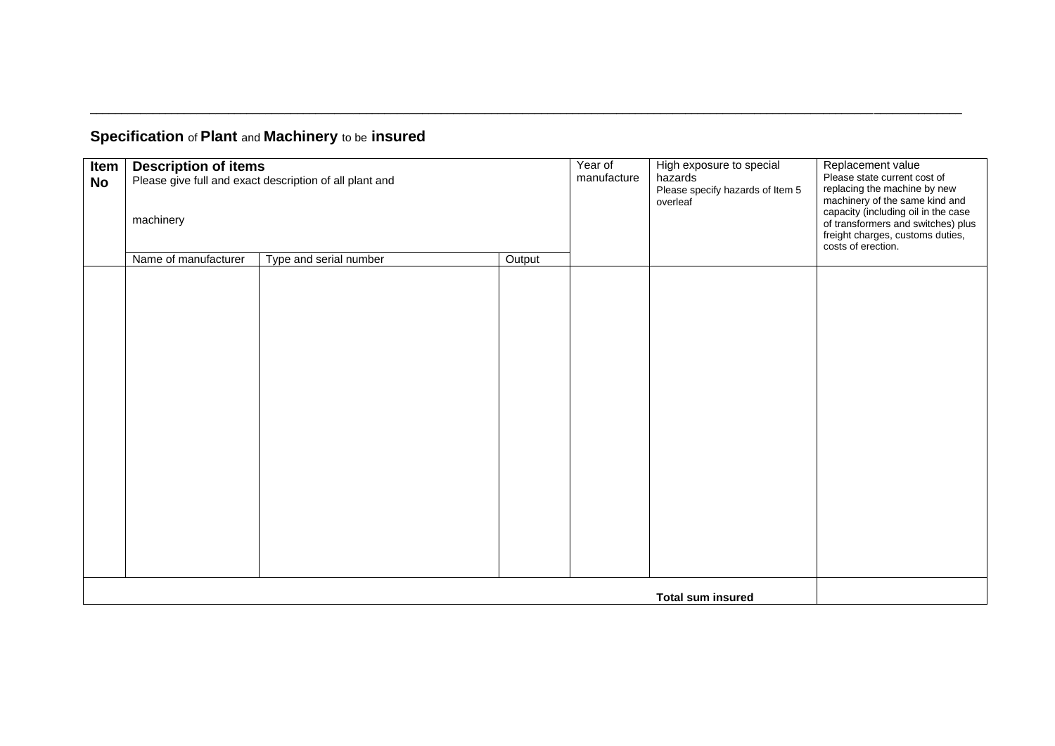## **Specification** of **Plant** and **Machinery** to be **insured**

| **Item No** | **Description of items** Please give full and exact description of all plant and machinery | | | Year of manufacture | High exposure to special hazards Please specify hazards of Item 5 overleaf | Replacement value Please state current cost of replacing the machine by new machinery of the same kind and capacity (including oil in the case of transformers and switches) plus freight charges, customs duties, costs of erection. |
|---|---|---|---|---|---|---|
| | Name of manufacturer | Type and serial number | Output | | | |
| | | | | | | |
| | | | | | **Total sum insured** | |